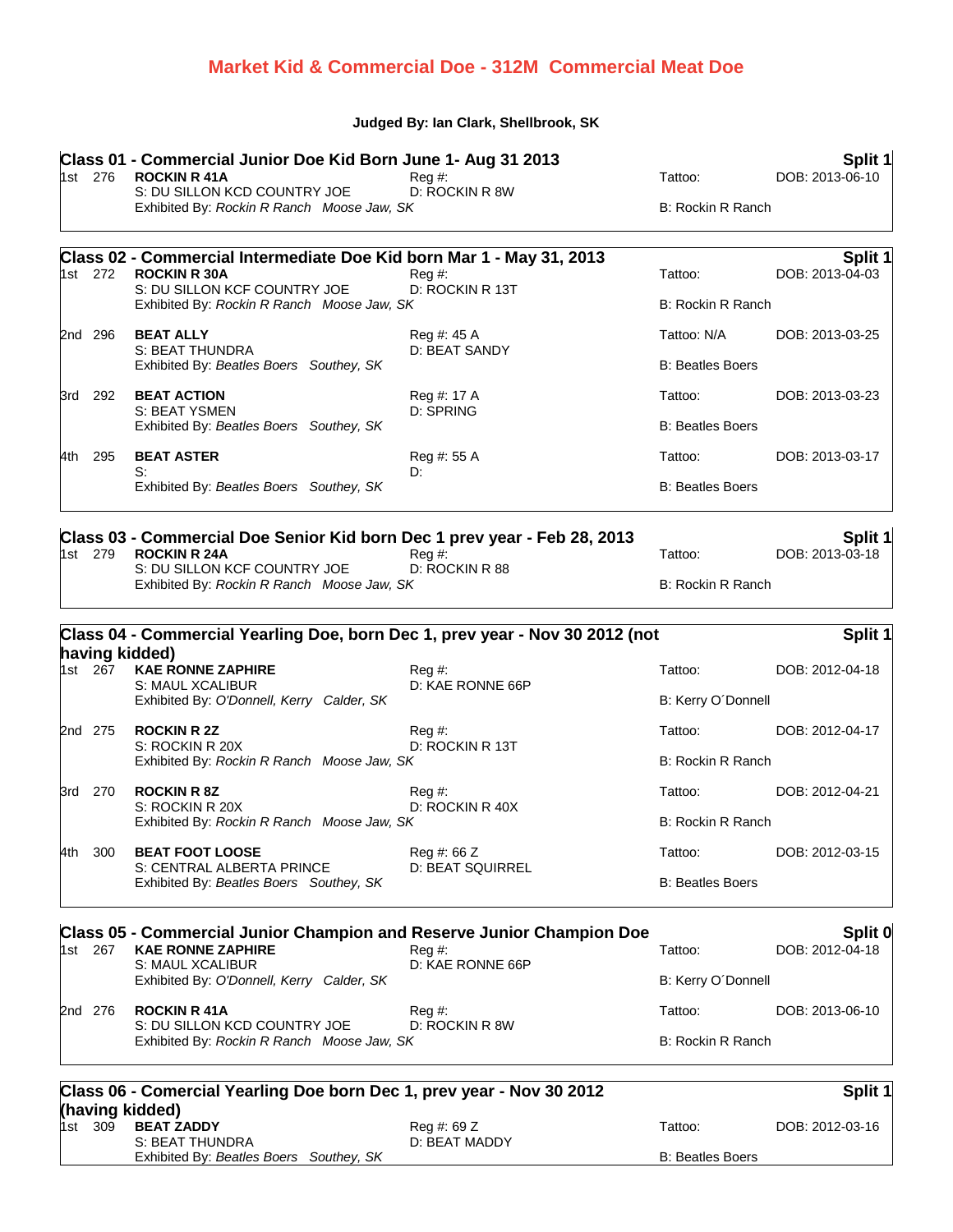# Market Kid & Commercial Doe - 312M Commercial Meat Doe

**Judged By: Ian Clark, Shellbrook, SK**

## Class 01 - Commercial Junior Doe Kid Born June 1- Aug 31 2013 — Split 1

| Place | No. | Name | Reg #: | Tattoo: | DOB |
|---|---|---|---|---|---|
| 1st | 276 | **ROCKIN R 41A** | Reg #: | Tattoo: | DOB: 2013-06-10 |
| | | S: DU SILLON KCD COUNTRY JOE | D: ROCKIN R 8W | | |
| | | Exhibited By: *Rockin R Ranch Moose Jaw, SK* | | B: Rockin R Ranch | |

## Class 02 - Commercial Intermediate Doe Kid born Mar 1 - May 31, 2013 — Split 1

| Place | No. | Name | Reg #: | Tattoo: | DOB |
|---|---|---|---|---|---|
| 1st | 272 | **ROCKIN R 30A** | Reg #: | Tattoo: | DOB: 2013-04-03 |
| | | S: DU SILLON KCF COUNTRY JOE | D: ROCKIN R 13T | | |
| | | Exhibited By: *Rockin R Ranch Moose Jaw, SK* | | B: Rockin R Ranch | |
| 2nd | 296 | **BEAT ALLY** | Reg #: 45 A | Tattoo: N/A | DOB: 2013-03-25 |
| | | S: BEAT THUNDRA | D: BEAT SANDY | | |
| | | Exhibited By: *Beatles Boers Southey, SK* | | B: Beatles Boers | |
| 3rd | 292 | **BEAT ACTION** | Reg #: 17 A | Tattoo: | DOB: 2013-03-23 |
| | | S: BEAT YSMEN | D: SPRING | | |
| | | Exhibited By: *Beatles Boers Southey, SK* | | B: Beatles Boers | |
| 4th | 295 | **BEAT ASTER** | Reg #: 55 A | Tattoo: | DOB: 2013-03-17 |
| | | S: | D: | | |
| | | Exhibited By: *Beatles Boers Southey, SK* | | B: Beatles Boers | |

## Class 03 - Commercial Doe Senior Kid born Dec 1 prev year - Feb 28, 2013 — Split 1

| Place | No. | Name | Reg #: | Tattoo: | DOB |
|---|---|---|---|---|---|
| 1st | 279 | **ROCKIN R 24A** | Reg #: | Tattoo: | DOB: 2013-03-18 |
| | | S: DU SILLON KCF COUNTRY JOE | D: ROCKIN R 88 | | |
| | | Exhibited By: *Rockin R Ranch Moose Jaw, SK* | | B: Rockin R Ranch | |

## Class 04 - Commercial Yearling Doe, born Dec 1, prev year - Nov 30 2012 (not having kidded) — Split 1

| Place | No. | Name | Reg #: | Tattoo: | DOB |
|---|---|---|---|---|---|
| 1st | 267 | **KAE RONNE ZAPHIRE** | Reg #: | Tattoo: | DOB: 2012-04-18 |
| | | S: MAUL XCALIBUR | D: KAE RONNE 66P | | |
| | | Exhibited By: *O'Donnell, Kerry Calder, SK* | | B: Kerry O´Donnell | |
| 2nd | 275 | **ROCKIN R 2Z** | Reg #: | Tattoo: | DOB: 2012-04-17 |
| | | S: ROCKIN R 20X | D: ROCKIN R 13T | | |
| | | Exhibited By: *Rockin R Ranch Moose Jaw, SK* | | B: Rockin R Ranch | |
| 3rd | 270 | **ROCKIN R 8Z** | Reg #: | Tattoo: | DOB: 2012-04-21 |
| | | S: ROCKIN R 20X | D: ROCKIN R 40X | | |
| | | Exhibited By: *Rockin R Ranch Moose Jaw, SK* | | B: Rockin R Ranch | |
| 4th | 300 | **BEAT FOOT LOOSE** | Reg #: 66 Z | Tattoo: | DOB: 2012-03-15 |
| | | S: CENTRAL ALBERTA PRINCE | D: BEAT SQUIRREL | | |
| | | Exhibited By: *Beatles Boers Southey, SK* | | B: Beatles Boers | |

## Class 05 - Commercial Junior Champion and Reserve Junior Champion Doe — Split 0

| Place | No. | Name | Reg #: | Tattoo: | DOB |
|---|---|---|---|---|---|
| 1st | 267 | **KAE RONNE ZAPHIRE** | Reg #: | Tattoo: | DOB: 2012-04-18 |
| | | S: MAUL XCALIBUR | D: KAE RONNE 66P | | |
| | | Exhibited By: *O'Donnell, Kerry Calder, SK* | | B: Kerry O´Donnell | |
| 2nd | 276 | **ROCKIN R 41A** | Reg #: | Tattoo: | DOB: 2013-06-10 |
| | | S: DU SILLON KCD COUNTRY JOE | D: ROCKIN R 8W | | |
| | | Exhibited By: *Rockin R Ranch Moose Jaw, SK* | | B: Rockin R Ranch | |

## Class 06 - Comercial Yearling Doe born Dec 1, prev year - Nov 30 2012 (having kidded) — Split 1

| Place | No. | Name | Reg #: | Tattoo: | DOB |
|---|---|---|---|---|---|
| 1st | 309 | **BEAT ZADDY** | Reg #: 69 Z | Tattoo: | DOB: 2012-03-16 |
| | | S: BEAT THUNDRA | D: BEAT MADDY | | |
| | | Exhibited By: *Beatles Boers Southey, SK* | | B: Beatles Boers | |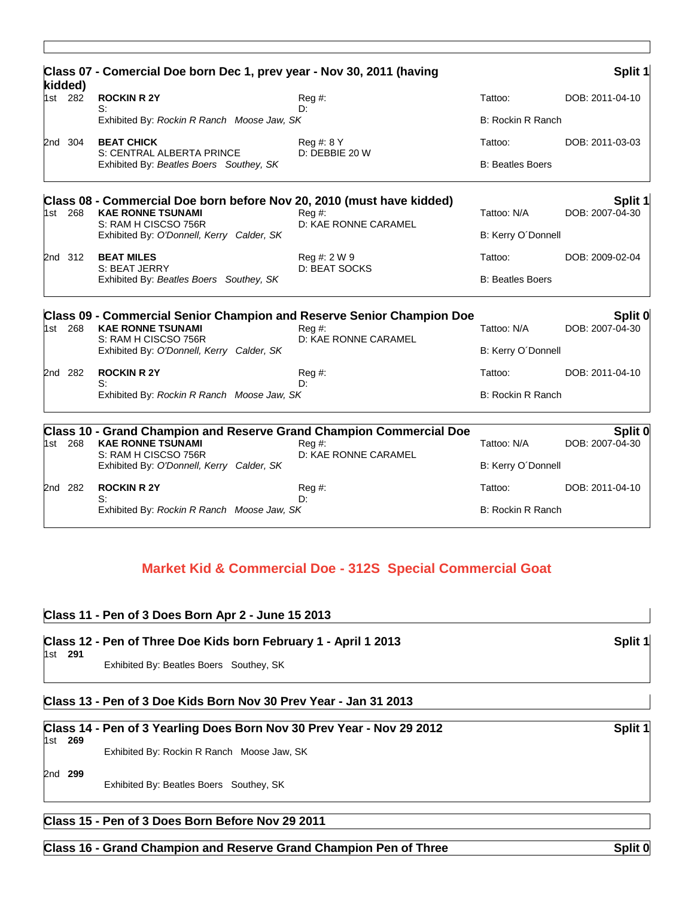## Class 07 - Comercial Doe born Dec 1, prev year - Nov 30, 2011 (having kidded) — Split 1

| Place | No. | Name | Reg #: | Tattoo: | DOB |
|---|---|---|---|---|---|
| 1st | 282 | **ROCKIN R 2Y**<br>S:<br>Exhibited By: *Rockin R Ranch Moose Jaw, SK* | Reg #:<br>D: | Tattoo:<br>B: Rockin R Ranch | DOB: 2011-04-10 |
| 2nd | 304 | **BEAT CHICK**<br>S: CENTRAL ALBERTA PRINCE<br>Exhibited By: *Beatles Boers Southey, SK* | Reg #: 8 Y<br>D: DEBBIE 20 W | Tattoo:<br>B: Beatles Boers | DOB: 2011-03-03 |

## Class 08 - Commercial Doe born before Nov 20, 2010 (must have kidded) — Split 1

| Place | No. | Name | Reg #: | Tattoo: | DOB |
|---|---|---|---|---|---|
| 1st | 268 | **KAE RONNE TSUNAMI**<br>S: RAM H CISCSO 756R<br>Exhibited By: *O'Donnell, Kerry Calder, SK* | Reg #:<br>D: KAE RONNE CARAMEL | Tattoo: N/A<br>B: Kerry O´Donnell | DOB: 2007-04-30 |
| 2nd | 312 | **BEAT MILES**<br>S: BEAT JERRY<br>Exhibited By: *Beatles Boers Southey, SK* | Reg #: 2 W 9<br>D: BEAT SOCKS | Tattoo:<br>B: Beatles Boers | DOB: 2009-02-04 |

## Class 09 - Commercial Senior Champion and Reserve Senior Champion Doe — Split 0

| Place | No. | Name | Reg #: | Tattoo: | DOB |
|---|---|---|---|---|---|
| 1st | 268 | **KAE RONNE TSUNAMI**<br>S: RAM H CISCSO 756R<br>Exhibited By: *O'Donnell, Kerry Calder, SK* | Reg #:<br>D: KAE RONNE CARAMEL | Tattoo: N/A<br>B: Kerry O´Donnell | DOB: 2007-04-30 |
| 2nd | 282 | **ROCKIN R 2Y**<br>S:<br>Exhibited By: *Rockin R Ranch Moose Jaw, SK* | Reg #:<br>D: | Tattoo:<br>B: Rockin R Ranch | DOB: 2011-04-10 |

## Class 10 - Grand Champion and Reserve Grand Champion Commercial Doe — Split 0

| Place | No. | Name | Reg #: | Tattoo: | DOB |
|---|---|---|---|---|---|
| 1st | 268 | **KAE RONNE TSUNAMI**<br>S: RAM H CISCSO 756R<br>Exhibited By: *O'Donnell, Kerry Calder, SK* | Reg #:<br>D: KAE RONNE CARAMEL | Tattoo: N/A<br>B: Kerry O´Donnell | DOB: 2007-04-30 |
| 2nd | 282 | **ROCKIN R 2Y**<br>S:<br>Exhibited By: *Rockin R Ranch Moose Jaw, SK* | Reg #:<br>D: | Tattoo:<br>B: Rockin R Ranch | DOB: 2011-04-10 |

# Market Kid & Commercial Doe - 312S Special Commercial Goat

## Class 11 - Pen of 3 Does Born Apr 2 - June 15 2013

## Class 12 - Pen of Three Doe Kids born February 1 - April 1 2013 — Split 1

1st **291**
Exhibited By: Beatles Boers Southey, SK

## Class 13 - Pen of 3 Doe Kids Born Nov 30 Prev Year - Jan 31 2013

## Class 14 - Pen of 3 Yearling Does Born Nov 30 Prev Year - Nov 29 2012 — Split 1

1st **269**
Exhibited By: Rockin R Ranch Moose Jaw, SK

2nd **299**
Exhibited By: Beatles Boers Southey, SK

## Class 15 - Pen of 3 Does Born Before Nov 29 2011

## Class 16 - Grand Champion and Reserve Grand Champion Pen of Three — Split 0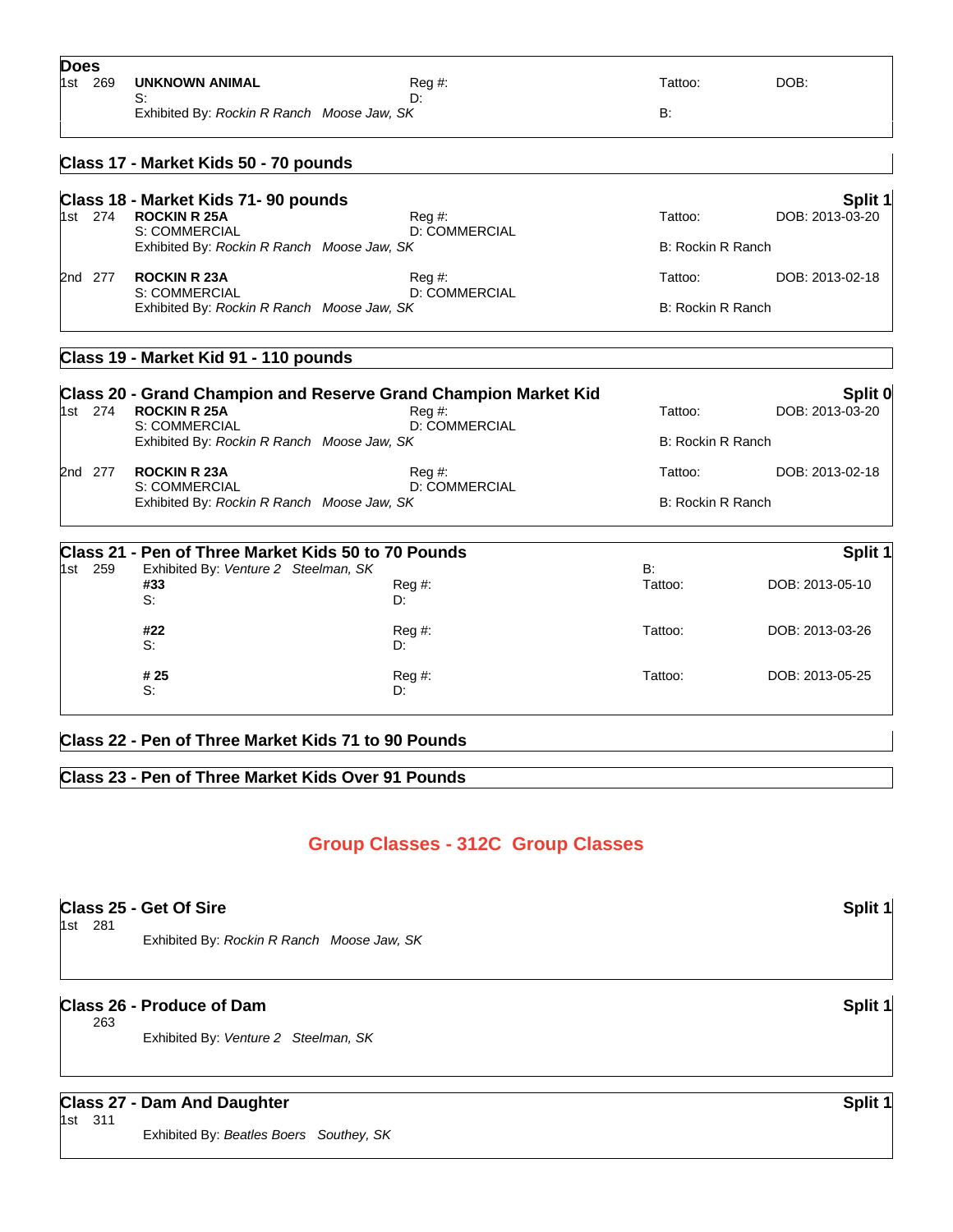**Does**

| Place | No. | Animal | Reg #: | Tattoo: | DOB: |
|---|---|---|---|---|---|
| 1st | 269 | **UNKNOWN ANIMAL** | Reg #: | Tattoo: | DOB: |
| | | S: | D: | | |
| | | Exhibited By: *Rockin R Ranch Moose Jaw, SK* | | B: | |

## Class 17 - Market Kids 50 - 70 pounds

## Class 18 - Market Kids 71- 90 pounds

**Split 1**

| Place | No. | Animal | Reg #: | Tattoo: | DOB: |
|---|---|---|---|---|---|
| 1st | 274 | **ROCKIN R 25A** | Reg #: | Tattoo: | DOB: 2013-03-20 |
| | | S: COMMERCIAL | D: COMMERCIAL | | |
| | | Exhibited By: *Rockin R Ranch Moose Jaw, SK* | | B: Rockin R Ranch | |
| 2nd | 277 | **ROCKIN R 23A** | Reg #: | Tattoo: | DOB: 2013-02-18 |
| | | S: COMMERCIAL | D: COMMERCIAL | | |
| | | Exhibited By: *Rockin R Ranch Moose Jaw, SK* | | B: Rockin R Ranch | |

## Class 19 - Market Kid 91 - 110 pounds

## Class 20 - Grand Champion and Reserve Grand Champion Market Kid

**Split 0**

| Place | No. | Animal | Reg #: | Tattoo: | DOB: |
|---|---|---|---|---|---|
| 1st | 274 | **ROCKIN R 25A** | Reg #: | Tattoo: | DOB: 2013-03-20 |
| | | S: COMMERCIAL | D: COMMERCIAL | | |
| | | Exhibited By: *Rockin R Ranch Moose Jaw, SK* | | B: Rockin R Ranch | |
| 2nd | 277 | **ROCKIN R 23A** | Reg #: | Tattoo: | DOB: 2013-02-18 |
| | | S: COMMERCIAL | D: COMMERCIAL | | |
| | | Exhibited By: *Rockin R Ranch Moose Jaw, SK* | | B: Rockin R Ranch | |

## Class 21 - Pen of Three Market Kids 50 to 70 Pounds

**Split 1**

| Place | No. | Animal | Reg #: | Tattoo: | DOB: |
|---|---|---|---|---|---|
| 1st | 259 | Exhibited By: *Venture 2 Steelman, SK* | | B: | |
| | | **#33** | Reg #: | Tattoo: | DOB: 2013-05-10 |
| | | S: | D: | | |
| | | **#22** | Reg #: | Tattoo: | DOB: 2013-03-26 |
| | | S: | D: | | |
| | | **# 25** | Reg #: | Tattoo: | DOB: 2013-05-25 |
| | | S: | D: | | |

## Class 22 - Pen of Three Market Kids 71 to 90 Pounds

## Class 23 - Pen of Three Market Kids Over 91 Pounds

# Group Classes - 312C Group Classes

## Class 25 - Get Of Sire

**Split 1**

1st 281

Exhibited By: *Rockin R Ranch Moose Jaw, SK*

## Class 26 - Produce of Dam

**Split 1**

263

Exhibited By: *Venture 2 Steelman, SK*

## Class 27 - Dam And Daughter

**Split 1**

1st 311

Exhibited By: *Beatles Boers Southey, SK*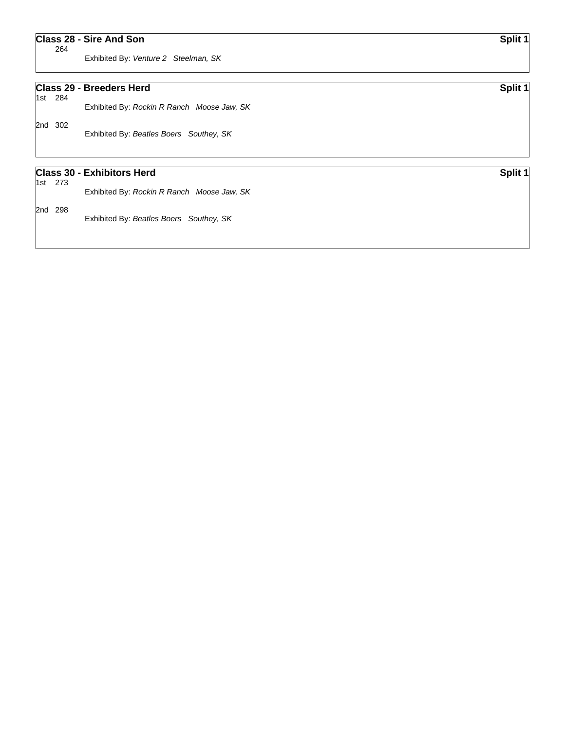**Class 28 - Sire And Son** **Split 1**

264
Exhibited By: *Venture 2 Steelman, SK*

**Class 29 - Breeders Herd** **Split 1**

1st 284
Exhibited By: *Rockin R Ranch Moose Jaw, SK*

2nd 302
Exhibited By: *Beatles Boers Southey, SK*

**Class 30 - Exhibitors Herd** **Split 1**

1st 273
Exhibited By: *Rockin R Ranch Moose Jaw, SK*

2nd 298
Exhibited By: *Beatles Boers Southey, SK*